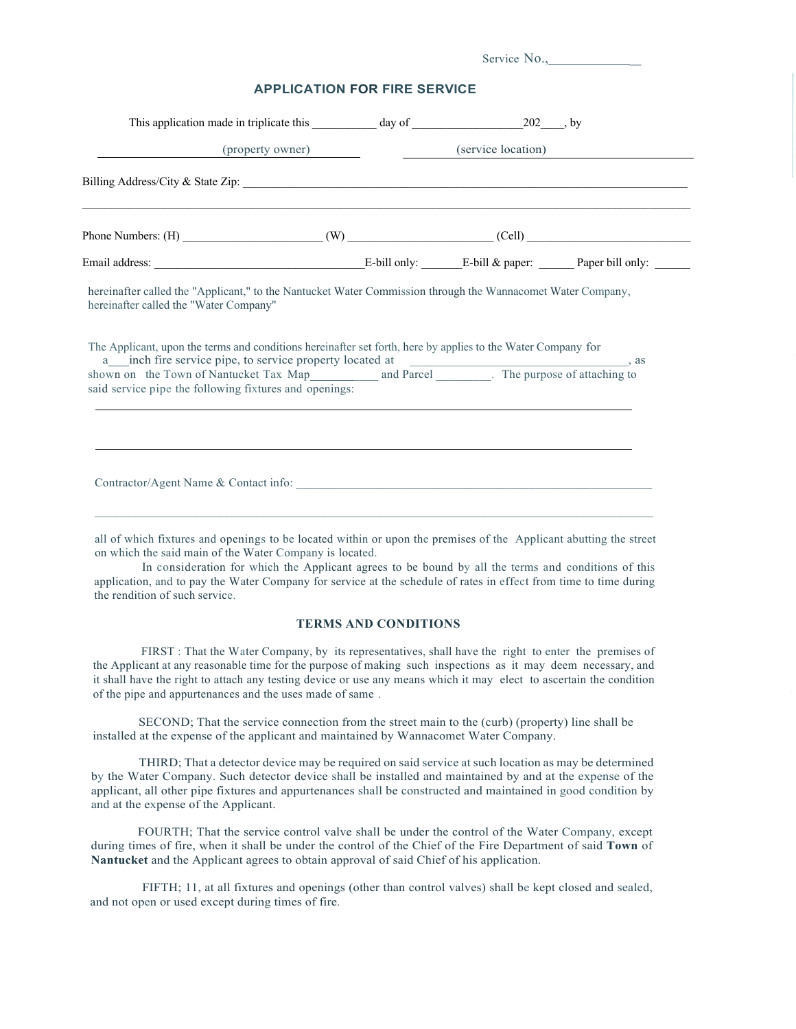Service No.,______________

# APPLICATION FOR FIRE SERVICE

This application made in triplicate this ___________ day of ___________________202____, by

_________________________ (property owner) _________________________ (service location)

Billing Address/City & State Zip: ___________________________________________________________________________

___________________________________________________________________________________________

Phone Numbers: (H) ______________________ (W) ______________________ (Cell) ___________________________

Email address: ___________________________________E-bill only: _______E-bill & paper: ______ Paper bill only: ______

hereinafter called the "Applicant," to the Nantucket Water Commission through the Wannacomet Water Company, hereinafter called the "Water Company"

The Applicant, upon the terms and conditions hereinafter set forth, here by applies to the Water Company for a___inch fire service pipe, to service property located at ___________________________________, as shown on the Town of Nantucket Tax Map___________ and Parcel _________. The purpose of attaching to said service pipe the following fixtures and openings:

___________________________________________________________________________________________

___________________________________________________________________________________________

Contractor/Agent Name & Contact info: _____________________________________________________________

___________________________________________________________________________________________

all of which fixtures and openings to be located within or upon the premises of the Applicant abutting the street on which the said main of the Water Company is located.

In consideration for which the Applicant agrees to be bound by all the terms and conditions of this application, and to pay the Water Company for service at the schedule of rates in effect from time to time during the rendition of such service.

## TERMS AND CONDITIONS

FIRST : That the Water Company, by its representatives, shall have the right to enter the premises of the Applicant at any reasonable time for the purpose of making such inspections as it may deem necessary, and it shall have the right to attach any testing device or use any means which it may elect to ascertain the condition of the pipe and appurtenances and the uses made of same .

SECOND; That the service connection from the street main to the (curb) (property) line shall be installed at the expense of the applicant and maintained by Wannacomet Water Company.

THIRD; That a detector device may be required on said service at such location as may be determined by the Water Company. Such detector device shall be installed and maintained by and at the expense of the applicant, all other pipe fixtures and appurtenances shall be constructed and maintained in good condition by and at the expense of the Applicant.

FOURTH; That the service control valve shall be under the control of the Water Company, except during times of fire, when it shall be under the control of the Chief of the Fire Department of said **Town** of **Nantucket** and the Applicant agrees to obtain approval of said Chief of his application.

FIFTH; 11, at all fixtures and openings (other than control valves) shall be kept closed and sealed, and not open or used except during times of fire.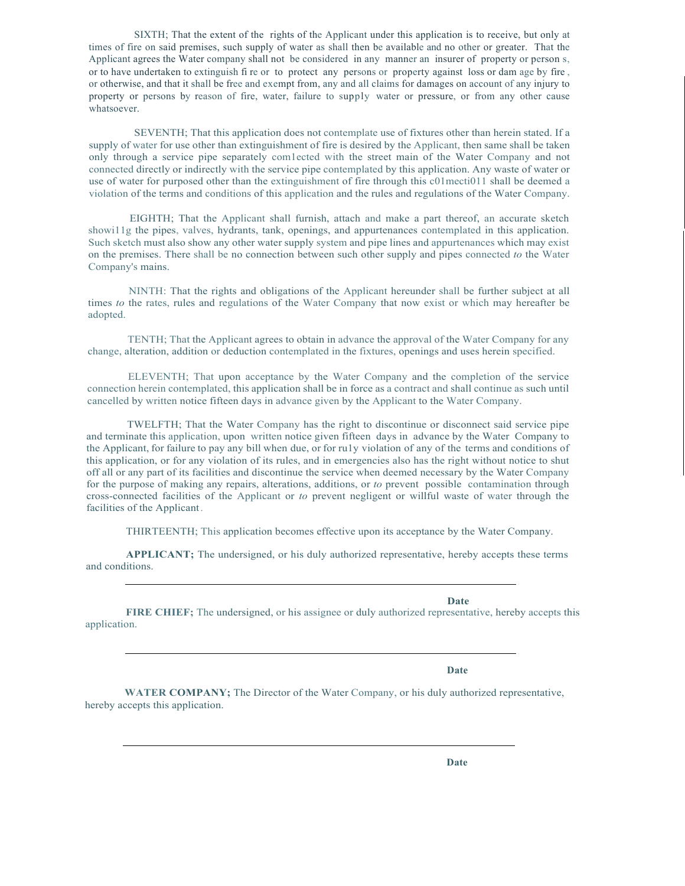SIXTH; That the extent of the rights of the Applicant under this application is to receive, but only at times of fire on said premises, such supply of water as shall then be available and no other or greater. That the Applicant agrees the Water company shall not be considered in any manner an insurer of property or person s, or to have undertaken to extinguish fi re or to protect any persons or property against loss or dam age by fire , or otherwise, and that it shall be free and exempt from, any and all claims for damages on account of any injury to property or persons by reason of fire, water, failure to supply water or pressure, or from any other cause whatsoever.

SEVENTH; That this application does not contemplate use of fixtures other than herein stated. If a supply of water for use other than extinguishment of fire is desired by the Applicant, then same shall be taken only through a service pipe separately com1ected with the street main of the Water Company and not connected directly or indirectly with the service pipe contemplated by this application. Any waste of water or use of water for purposed other than the extinguishment of fire through this c01mecti011 shall be deemed a violation of the terms and conditions of this application and the rules and regulations of the Water Company.

EIGHTH; That the Applicant shall furnish, attach and make a part thereof, an accurate sketch showi11g the pipes, valves, hydrants, tank, openings, and appurtenances contemplated in this application. Such sketch must also show any other water supply system and pipe lines and appurtenances which may exist on the premises. There shall be no connection between such other supply and pipes connected *to* the Water Company's mains.

NINTH: That the rights and obligations of the Applicant hereunder shall be further subject at all times *to* the rates, rules and regulations of the Water Company that now exist or which may hereafter be adopted.

TENTH; That the Applicant agrees to obtain in advance the approval of the Water Company for any change, alteration, addition or deduction contemplated in the fixtures, openings and uses herein specified.

ELEVENTH; That upon acceptance by the Water Company and the completion of the service connection herein contemplated, this application shall be in force as a contract and shall continue as such until cancelled by written notice fifteen days in advance given by the Applicant to the Water Company.

TWELFTH; That the Water Company has the right to discontinue or disconnect said service pipe and terminate this application, upon written notice given fifteen days in advance by the Water Company to the Applicant, for failure to pay any bill when due, or for ru1y violation of any of the terms and conditions of this application, or for any violation of its rules, and in emergencies also has the right without notice to shut off all or any part of its facilities and discontinue the service when deemed necessary by the Water Company for the purpose of making any repairs, alterations, additions, or *to* prevent possible contamination through cross-connected facilities of the Applicant or *to* prevent negligent or willful waste of water through the facilities of the Applicant.

THIRTEENTH; This application becomes effective upon its acceptance by the Water Company.

**APPLICANT;** The undersigned, or his duly authorized representative, hereby accepts these terms and conditions.

______________________________________________

**Date**

**FIRE CHIEF;** The undersigned, or his assignee or duly authorized representative, hereby accepts this application.

______________________________________________

**Date**

**WATER COMPANY;** The Director of the Water Company, or his duly authorized representative, hereby accepts this application.

______________________________________________

**Date**